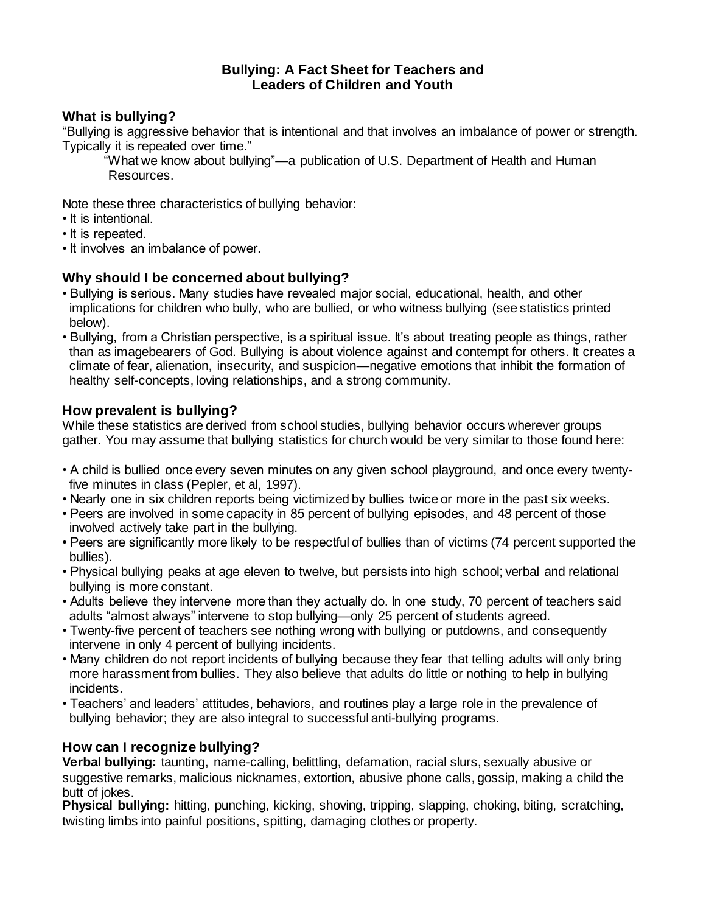# Bullying: A Fact Sheet for Teachers and Leaders of Children and Youth

## What is bullying?

"Bullying is aggressive behavior that is intentional and that involves an imbalance of power or strength. Typically it is repeated over time."

> "What we know about bullying"—a publication of U.S. Department of Health and Human Resources.

Note these three characteristics of bullying behavior:

- It is intentional.
- It is repeated.
- It involves an imbalance of power.

## Why should I be concerned about bullying?

- Bullying is serious. Many studies have revealed major social, educational, health, and other implications for children who bully, who are bullied, or who witness bullying (see statistics printed below).
- Bullying, from a Christian perspective, is a spiritual issue. It's about treating people as things, rather than as imagebearers of God. Bullying is about violence against and contempt for others. It creates a climate of fear, alienation, insecurity, and suspicion—negative emotions that inhibit the formation of healthy self-concepts, loving relationships, and a strong community.

## How prevalent is bullying?

While these statistics are derived from school studies, bullying behavior occurs wherever groups gather. You may assume that bullying statistics for church would be very similar to those found here:

- A child is bullied once every seven minutes on any given school playground, and once every twenty-five minutes in class (Pepler, et al, 1997).
- Nearly one in six children reports being victimized by bullies twice or more in the past six weeks.
- Peers are involved in some capacity in 85 percent of bullying episodes, and 48 percent of those involved actively take part in the bullying.
- Peers are significantly more likely to be respectful of bullies than of victims (74 percent supported the bullies).
- Physical bullying peaks at age eleven to twelve, but persists into high school; verbal and relational bullying is more constant.
- Adults believe they intervene more than they actually do. In one study, 70 percent of teachers said adults "almost always" intervene to stop bullying—only 25 percent of students agreed.
- Twenty-five percent of teachers see nothing wrong with bullying or putdowns, and consequently intervene in only 4 percent of bullying incidents.
- Many children do not report incidents of bullying because they fear that telling adults will only bring more harassment from bullies. They also believe that adults do little or nothing to help in bullying incidents.
- Teachers' and leaders' attitudes, behaviors, and routines play a large role in the prevalence of bullying behavior; they are also integral to successful anti-bullying programs.

## How can I recognize bullying?

**Verbal bullying:** taunting, name-calling, belittling, defamation, racial slurs, sexually abusive or suggestive remarks, malicious nicknames, extortion, abusive phone calls, gossip, making a child the butt of jokes.

**Physical bullying:** hitting, punching, kicking, shoving, tripping, slapping, choking, biting, scratching, twisting limbs into painful positions, spitting, damaging clothes or property.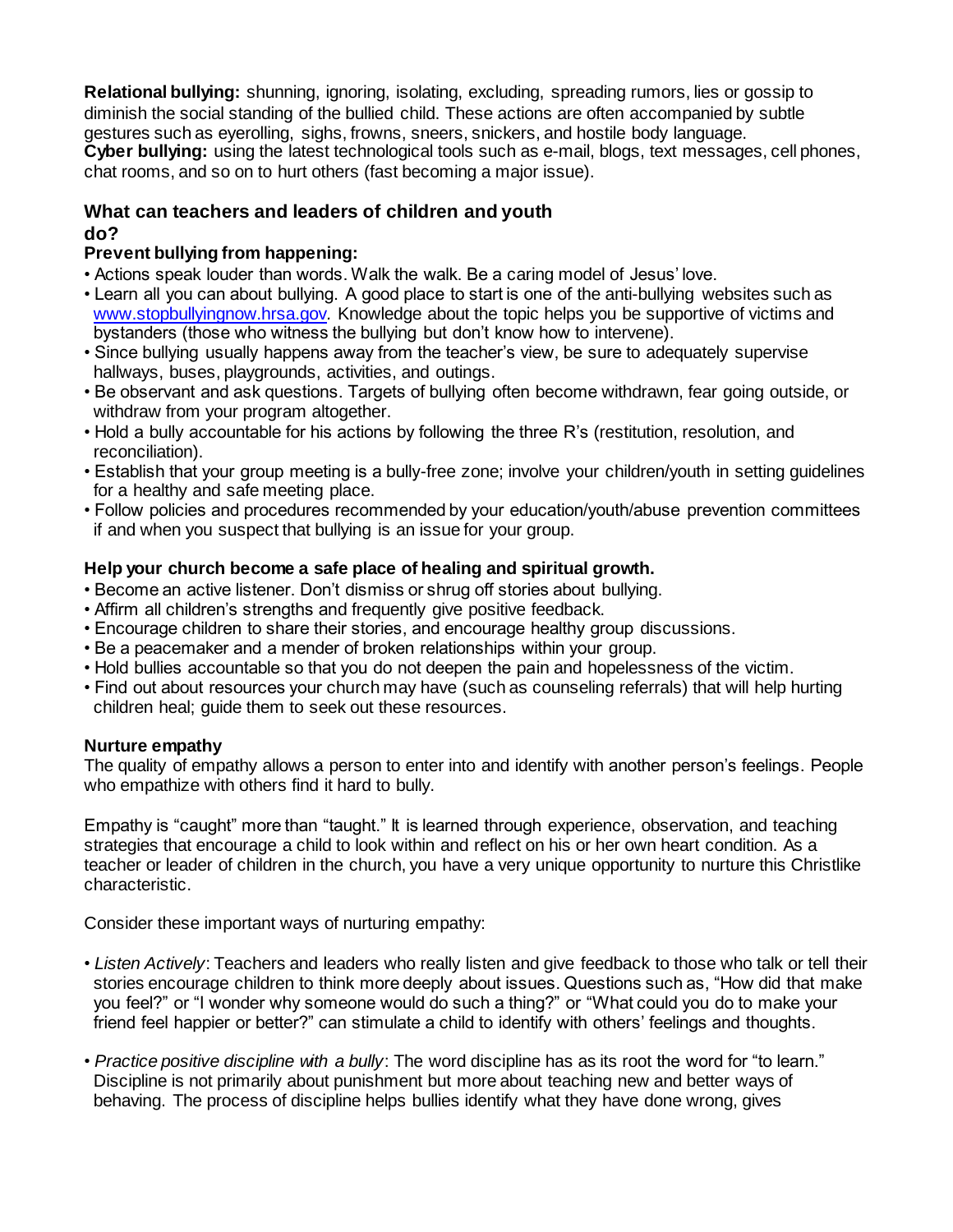**Relational bullying:** shunning, ignoring, isolating, excluding, spreading rumors, lies or gossip to diminish the social standing of the bullied child. These actions are often accompanied by subtle gestures such as eyerolling, sighs, frowns, sneers, snickers, and hostile body language.
**Cyber bullying:** using the latest technological tools such as e-mail, blogs, text messages, cell phones, chat rooms, and so on to hurt others (fast becoming a major issue).

### What can teachers and leaders of children and youth do?

**Prevent bullying from happening:**

- Actions speak louder than words. Walk the walk. Be a caring model of Jesus' love.
- Learn all you can about bullying. A good place to start is one of the anti-bullying websites such as [www.stopbullyingnow.hrsa.gov](http://www.stopbullyingnow.hrsa.gov). Knowledge about the topic helps you be supportive of victims and bystanders (those who witness the bullying but don't know how to intervene).
- Since bullying usually happens away from the teacher's view, be sure to adequately supervise hallways, buses, playgrounds, activities, and outings.
- Be observant and ask questions. Targets of bullying often become withdrawn, fear going outside, or withdraw from your program altogether.
- Hold a bully accountable for his actions by following the three R's (restitution, resolution, and reconciliation).
- Establish that your group meeting is a bully-free zone; involve your children/youth in setting guidelines for a healthy and safe meeting place.
- Follow policies and procedures recommended by your education/youth/abuse prevention committees if and when you suspect that bullying is an issue for your group.

**Help your church become a safe place of healing and spiritual growth.**

- Become an active listener. Don't dismiss or shrug off stories about bullying.
- Affirm all children's strengths and frequently give positive feedback.
- Encourage children to share their stories, and encourage healthy group discussions.
- Be a peacemaker and a mender of broken relationships within your group.
- Hold bullies accountable so that you do not deepen the pain and hopelessness of the victim.
- Find out about resources your church may have (such as counseling referrals) that will help hurting children heal; guide them to seek out these resources.

**Nurture empathy**

The quality of empathy allows a person to enter into and identify with another person's feelings. People who empathize with others find it hard to bully.

Empathy is "caught" more than "taught." It is learned through experience, observation, and teaching strategies that encourage a child to look within and reflect on his or her own heart condition. As a teacher or leader of children in the church, you have a very unique opportunity to nurture this Christlike characteristic.

Consider these important ways of nurturing empathy:

- *Listen Actively*: Teachers and leaders who really listen and give feedback to those who talk or tell their stories encourage children to think more deeply about issues. Questions such as, "How did that make you feel?" or "I wonder why someone would do such a thing?" or "What could you do to make your friend feel happier or better?" can stimulate a child to identify with others' feelings and thoughts.

- *Practice positive discipline with a bully*: The word discipline has as its root the word for "to learn." Discipline is not primarily about punishment but more about teaching new and better ways of behaving. The process of discipline helps bullies identify what they have done wrong, gives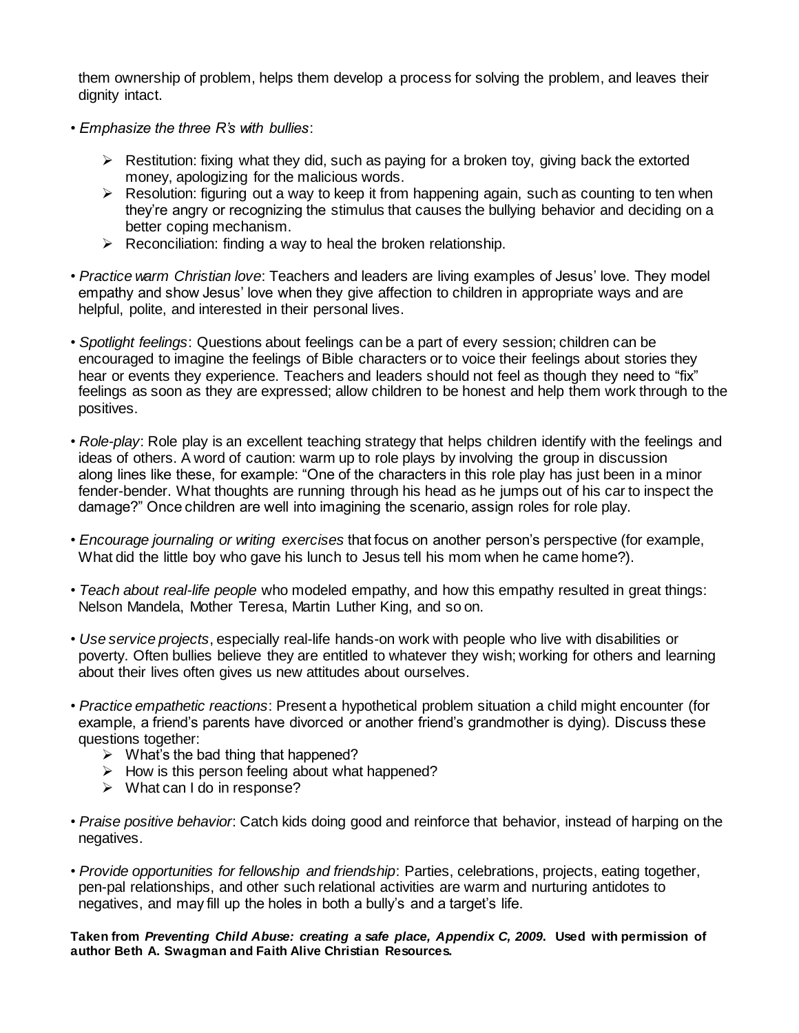them ownership of problem, helps them develop a process for solving the problem, and leaves their dignity intact.

- *Emphasize the three R's with bullies*:
  - Restitution: fixing what they did, such as paying for a broken toy, giving back the extorted money, apologizing for the malicious words.
  - Resolution: figuring out a way to keep it from happening again, such as counting to ten when they're angry or recognizing the stimulus that causes the bullying behavior and deciding on a better coping mechanism.
  - Reconciliation: finding a way to heal the broken relationship.

- *Practice warm Christian love*: Teachers and leaders are living examples of Jesus' love. They model empathy and show Jesus' love when they give affection to children in appropriate ways and are helpful, polite, and interested in their personal lives.

- *Spotlight feelings*: Questions about feelings can be a part of every session; children can be encouraged to imagine the feelings of Bible characters or to voice their feelings about stories they hear or events they experience. Teachers and leaders should not feel as though they need to "fix" feelings as soon as they are expressed; allow children to be honest and help them work through to the positives.

- *Role-play*: Role play is an excellent teaching strategy that helps children identify with the feelings and ideas of others. A word of caution: warm up to role plays by involving the group in discussion along lines like these, for example: "One of the characters in this role play has just been in a minor fender-bender. What thoughts are running through his head as he jumps out of his car to inspect the damage?" Once children are well into imagining the scenario, assign roles for role play.

- *Encourage journaling or writing exercises* that focus on another person's perspective (for example, What did the little boy who gave his lunch to Jesus tell his mom when he came home?).

- *Teach about real-life people* who modeled empathy, and how this empathy resulted in great things: Nelson Mandela, Mother Teresa, Martin Luther King, and so on.

- *Use service projects*, especially real-life hands-on work with people who live with disabilities or poverty. Often bullies believe they are entitled to whatever they wish; working for others and learning about their lives often gives us new attitudes about ourselves.

- *Practice empathetic reactions*: Present a hypothetical problem situation a child might encounter (for example, a friend's parents have divorced or another friend's grandmother is dying). Discuss these questions together:
  - What's the bad thing that happened?
  - How is this person feeling about what happened?
  - What can I do in response?

- *Praise positive behavior*: Catch kids doing good and reinforce that behavior, instead of harping on the negatives.

- *Provide opportunities for fellowship and friendship*: Parties, celebrations, projects, eating together, pen-pal relationships, and other such relational activities are warm and nurturing antidotes to negatives, and may fill up the holes in both a bully's and a target's life.

**Taken from *Preventing Child Abuse: creating a safe place, Appendix C, 2009*. Used with permission of author Beth A. Swagman and Faith Alive Christian Resources.**